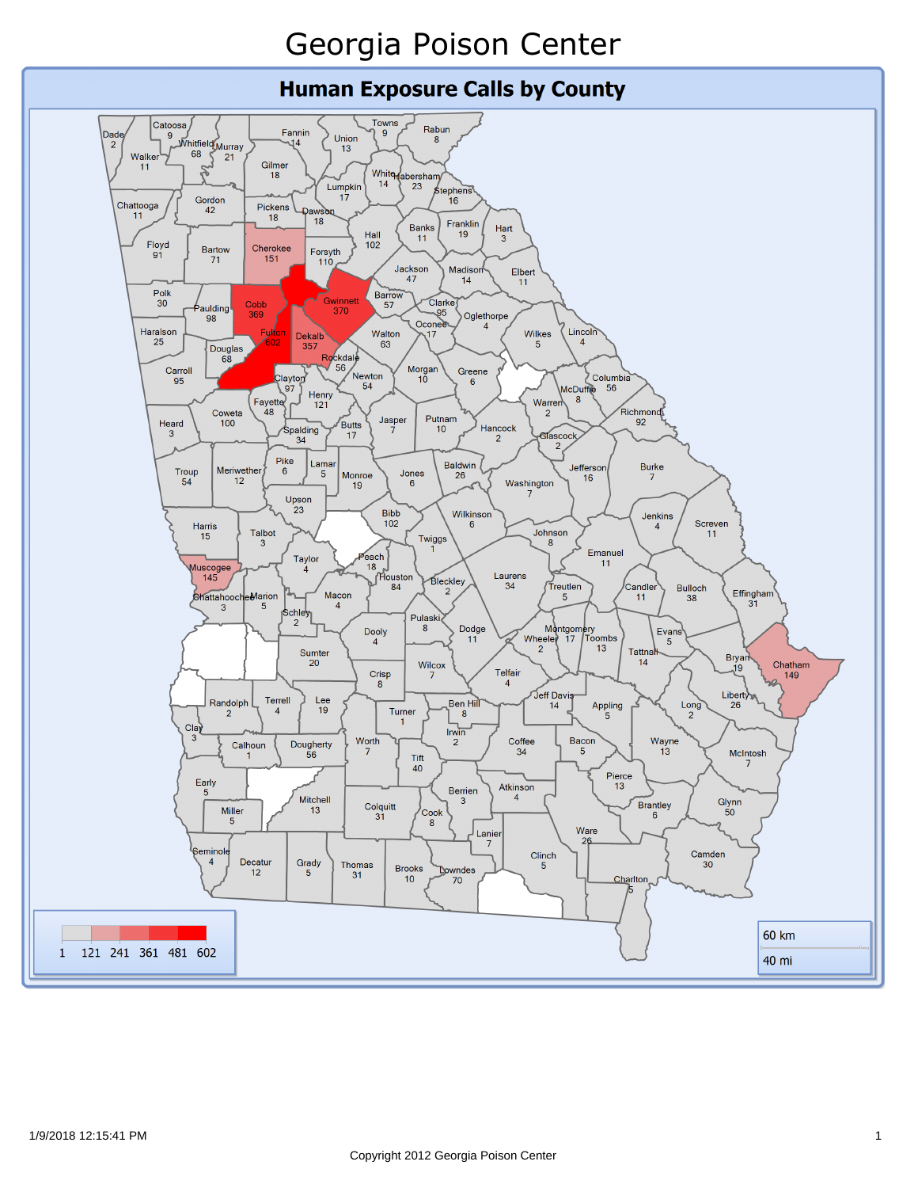# Georgia Poison Center

## Human Exposure Calls by County

| County | Calls |
|---|---|
| Dade | 2 |
| Catoosa | 9 |
| Whitfield | 68 |
| Murray | 21 |
| Fannin | 14 |
| Union | 13 |
| Towns | 9 |
| Rabun | 8 |
| Walker | 11 |
| Gilmer | 18 |
| White | 14 |
| Habersham | 23 |
| Stephens | 16 |
| Lumpkin | 17 |
| Chattooga | 11 |
| Gordon | 42 |
| Pickens | 18 |
| Dawson | 18 |
| Banks | 11 |
| Franklin | 19 |
| Hart | 3 |
| Hall | 102 |
| Floyd | 91 |
| Bartow | 71 |
| Cherokee | 151 |
| Forsyth | 110 |
| Jackson | 47 |
| Madison | 14 |
| Elbert | 11 |
| Polk | 30 |
| Paulding | 98 |
| Cobb | 369 |
| Gwinnett | 370 |
| Barrow | 57 |
| Clarke | 95 |
| Oconee | 17 |
| Oglethorpe | 4 |
| Haralson | 25 |
| Fulton | 602 |
| Dekalb | 357 |
| Walton | 63 |
| Wilkes | 5 |
| Lincoln | 4 |
| Douglas | 68 |
| Rockdale | 56 |
| Carroll | 95 |
| Clayton | 97 |
| Newton | 54 |
| Morgan | 10 |
| Greene | 6 |
| Columbia | 56 |
| McDuffie | 8 |
| Fayette | 48 |
| Henry | 121 |
| Warren | 2 |
| Richmond | 92 |
| Heard | 3 |
| Coweta | 100 |
| Spalding | 34 |
| Butts | 17 |
| Jasper | 7 |
| Putnam | 10 |
| Hancock | 2 |
| Glascock | 2 |
| Troup | 54 |
| Meriwether | 12 |
| Pike | 6 |
| Lamar | 5 |
| Monroe | 19 |
| Jones | 6 |
| Baldwin | 26 |
| Jefferson | 16 |
| Burke | 7 |
| Washington | 7 |
| Upson | 23 |
| Harris | 15 |
| Talbot | 3 |
| Bibb | 102 |
| Wilkinson | 6 |
| Jenkins | 4 |
| Screven | 11 |
| Johnson | 8 |
| Twiggs | 1 |
| Muscogee | 145 |
| Taylor | 4 |
| Peach | 18 |
| Emanuel | 11 |
| Houston | 84 |
| Laurens | 34 |
| Bleckley | 2 |
| Treutlen | 5 |
| Candler | 11 |
| Bulloch | 38 |
| Effingham | 31 |
| Chattahoochee | 3 |
| Marion | 5 |
| Macon | 4 |
| Schley | 2 |
| Pulaski | 8 |
| Dooly | 4 |
| Dodge | 11 |
| Montgomery | 17 |
| Wheeler | 2 |
| Toombs | 13 |
| Evans | 5 |
| Tattnall | 14 |
| Bryan | 19 |
| Chatham | 149 |
| Sumter | 20 |
| Wilcox | 7 |
| Telfair | 4 |
| Crisp | 8 |
| Liberty | 26 |
| Jeff Davis | 14 |
| Randolph | 2 |
| Terrell | 4 |
| Lee | 19 |
| Turner | 1 |
| Ben Hill | 8 |
| Appling | 5 |
| Long | 2 |
| Clay | 3 |
| Irwin | 2 |
| Calhoun | 1 |
| Dougherty | 56 |
| Worth | 7 |
| Coffee | 34 |
| Bacon | 5 |
| Wayne | 13 |
| McIntosh | 7 |
| Tift | 40 |
| Early | 5 |
| Berrien | 3 |
| Atkinson | 4 |
| Pierce | 13 |
| Mitchell | 13 |
| Miller | 5 |
| Colquitt | 31 |
| Cook | 8 |
| Brantley | 6 |
| Glynn | 50 |
| Lanier | 7 |
| Ware | 26 |
| Seminole | 4 |
| Decatur | 12 |
| Grady | 5 |
| Thomas | 31 |
| Brooks | 10 |
| Lowndes | 70 |
| Clinch | 5 |
| Camden | 30 |
| Charlton | 5 |

Legend: 1 | 121 | 241 | 361 | 481 | 602

Scale: 60 km / 40 mi

1/9/2018 12:15:41 PM

Copyright 2012 Georgia Poison Center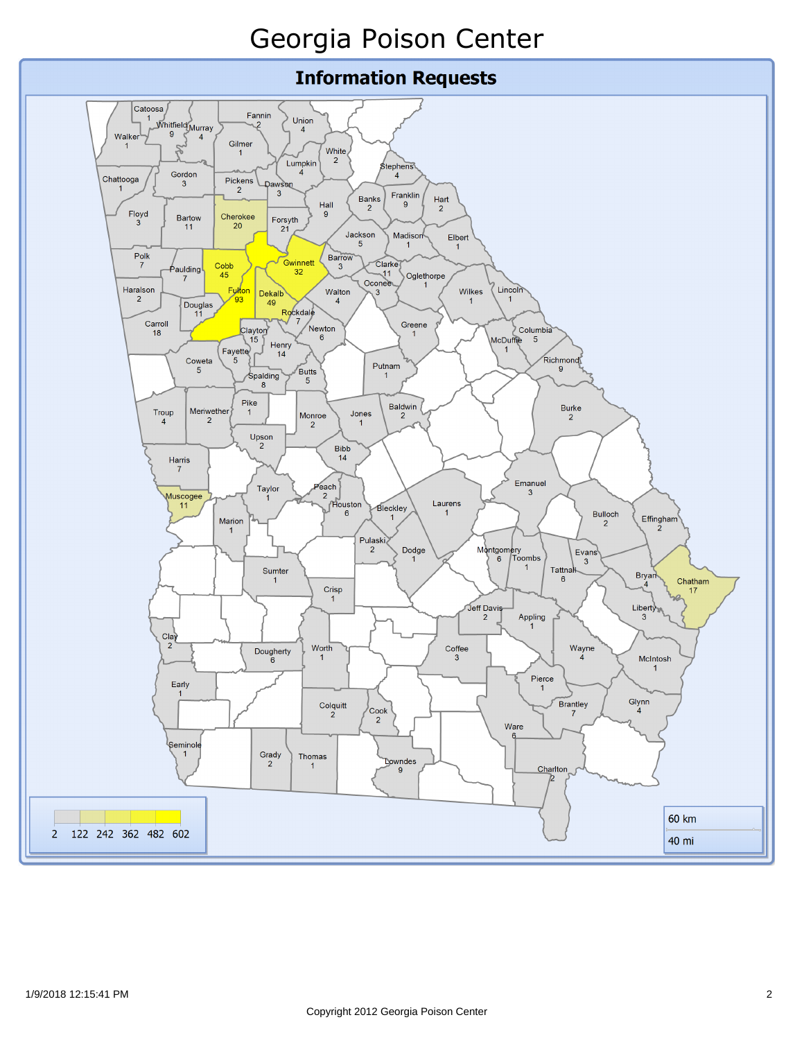# Georgia Poison Center

## Information Requests

| County | Count |
|---|---|
| Catoosa | 1 |
| Fannin | 2 |
| Union | 4 |
| Whitfield | 9 |
| Murray | 4 |
| Walker | 1 |
| Gilmer | 1 |
| White | 2 |
| Lumpkin | 4 |
| Stephens | 4 |
| Chattooga | 1 |
| Gordon | 3 |
| Pickens | 2 |
| Dawson | 3 |
| Franklin | 9 |
| Banks | 2 |
| Hart | 2 |
| Hall | 9 |
| Floyd | 3 |
| Bartow | 11 |
| Cherokee | 20 |
| Forsyth | 21 |
| Jackson | 5 |
| Madison | 1 |
| Elbert | 1 |
| Polk | 7 |
| Paulding | 7 |
| Cobb | 45 |
| Gwinnett | 32 |
| Barrow | 3 |
| Clarke | 11 |
| Oglethorpe | 1 |
| Oconee | 3 |
| Haralson | 2 |
| Fulton | 93 |
| Dekalb | 49 |
| Walton | 4 |
| Wilkes | 1 |
| Lincoln | 1 |
| Douglas | 11 |
| Rockdale | 7 |
| Carroll | 18 |
| Clayton | 15 |
| Newton | 6 |
| Greene | 1 |
| Columbia | 5 |
| McDuffie | 1 |
| Henry | 14 |
| Fayette | 5 |
| Richmond | 9 |
| Coweta | 5 |
| Butts | 5 |
| Putnam | 1 |
| Spalding | 8 |
| Pike | 1 |
| Baldwin | 2 |
| Troup | 4 |
| Meriwether | 2 |
| Monroe | 2 |
| Jones | 1 |
| Burke | 2 |
| Upson | 2 |
| Bibb | 14 |
| Harris | 7 |
| Emanuel | 3 |
| Taylor | 1 |
| Peach | 2 |
| Muscogee | 11 |
| Houston | 6 |
| Bleckley | 1 |
| Laurens | 1 |
| Bulloch | 2 |
| Effingham | 2 |
| Marion | 1 |
| Pulaski | 2 |
| Montgomery | 6 |
| Dodge | 1 |
| Toombs | 1 |
| Evans | 3 |
| Sumter | 1 |
| Tattnall | 6 |
| Bryan | 4 |
| Chatham | 17 |
| Crisp | 1 |
| Liberty | 3 |
| Jeff Davis | 2 |
| Appling | 1 |
| Clay | 2 |
| Dougherty | 6 |
| Worth | 1 |
| Coffee | 3 |
| Wayne | 4 |
| McIntosh | 1 |
| Early | 1 |
| Pierce | 1 |
| Colquitt | 2 |
| Cook | 2 |
| Brantley | 7 |
| Glynn | 4 |
| Ware | 6 |
| Seminole | 1 |
| Grady | 2 |
| Thomas | 1 |
| Lowndes | 9 |
| Charlton | 2 |

Legend: 2, 122, 242, 362, 482, 602

Scale: 60 km / 40 mi

1/9/2018 12:15:41 PM

Copyright 2012 Georgia Poison Center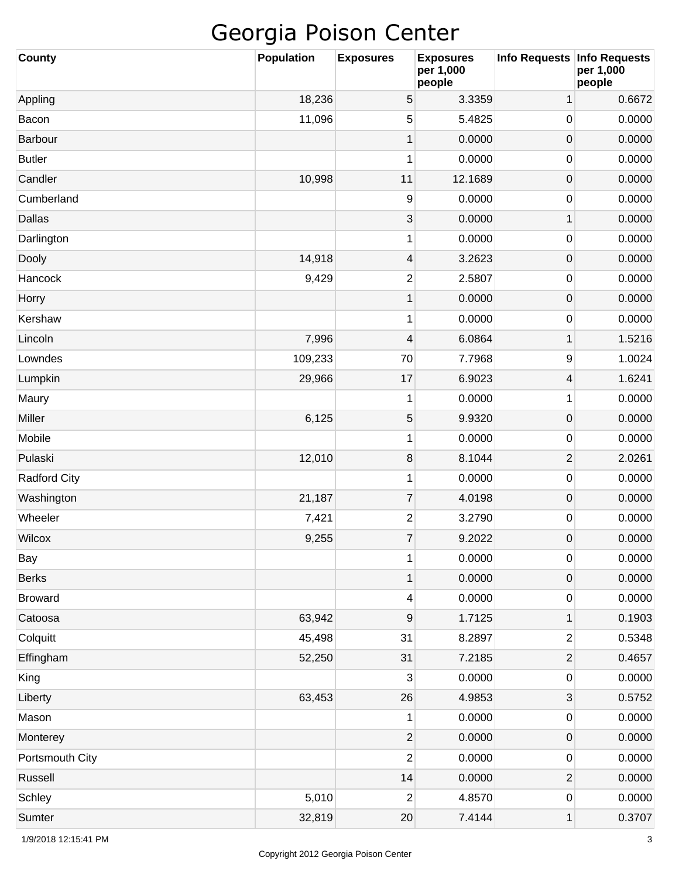# Georgia Poison Center

| County | Population | Exposures | Exposures per 1,000 people | Info Requests | Info Requests per 1,000 people |
|---|---|---|---|---|---|
| Appling | 18,236 | 5 | 3.3359 | 1 | 0.6672 |
| Bacon | 11,096 | 5 | 5.4825 | 0 | 0.0000 |
| Barbour | | 1 | 0.0000 | 0 | 0.0000 |
| Butler | | 1 | 0.0000 | 0 | 0.0000 |
| Candler | 10,998 | 11 | 12.1689 | 0 | 0.0000 |
| Cumberland | | 9 | 0.0000 | 0 | 0.0000 |
| Dallas | | 3 | 0.0000 | 1 | 0.0000 |
| Darlington | | 1 | 0.0000 | 0 | 0.0000 |
| Dooly | 14,918 | 4 | 3.2623 | 0 | 0.0000 |
| Hancock | 9,429 | 2 | 2.5807 | 0 | 0.0000 |
| Horry | | 1 | 0.0000 | 0 | 0.0000 |
| Kershaw | | 1 | 0.0000 | 0 | 0.0000 |
| Lincoln | 7,996 | 4 | 6.0864 | 1 | 1.5216 |
| Lowndes | 109,233 | 70 | 7.7968 | 9 | 1.0024 |
| Lumpkin | 29,966 | 17 | 6.9023 | 4 | 1.6241 |
| Maury | | 1 | 0.0000 | 1 | 0.0000 |
| Miller | 6,125 | 5 | 9.9320 | 0 | 0.0000 |
| Mobile | | 1 | 0.0000 | 0 | 0.0000 |
| Pulaski | 12,010 | 8 | 8.1044 | 2 | 2.0261 |
| Radford City | | 1 | 0.0000 | 0 | 0.0000 |
| Washington | 21,187 | 7 | 4.0198 | 0 | 0.0000 |
| Wheeler | 7,421 | 2 | 3.2790 | 0 | 0.0000 |
| Wilcox | 9,255 | 7 | 9.2022 | 0 | 0.0000 |
| Bay | | 1 | 0.0000 | 0 | 0.0000 |
| Berks | | 1 | 0.0000 | 0 | 0.0000 |
| Broward | | 4 | 0.0000 | 0 | 0.0000 |
| Catoosa | 63,942 | 9 | 1.7125 | 1 | 0.1903 |
| Colquitt | 45,498 | 31 | 8.2897 | 2 | 0.5348 |
| Effingham | 52,250 | 31 | 7.2185 | 2 | 0.4657 |
| King | | 3 | 0.0000 | 0 | 0.0000 |
| Liberty | 63,453 | 26 | 4.9853 | 3 | 0.5752 |
| Mason | | 1 | 0.0000 | 0 | 0.0000 |
| Monterey | | 2 | 0.0000 | 0 | 0.0000 |
| Portsmouth City | | 2 | 0.0000 | 0 | 0.0000 |
| Russell | | 14 | 0.0000 | 2 | 0.0000 |
| Schley | 5,010 | 2 | 4.8570 | 0 | 0.0000 |
| Sumter | 32,819 | 20 | 7.4144 | 1 | 0.3707 |

1/9/2018 12:15:41 PM

Copyright 2012 Georgia Poison Center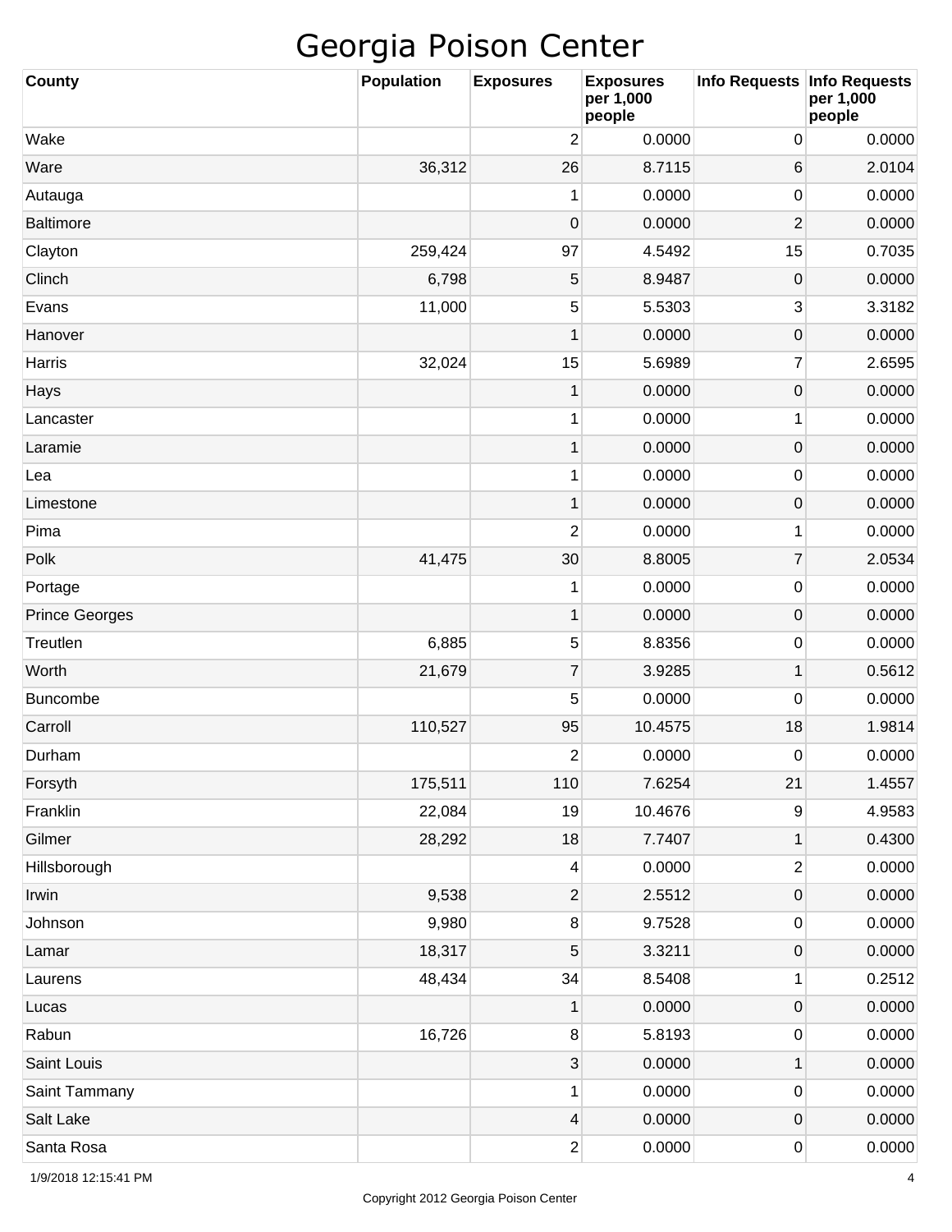# Georgia Poison Center

| County | Population | Exposures | Exposures per 1,000 people | Info Requests | Info Requests per 1,000 people |
|---|---|---|---|---|---|
| Wake | | 2 | 0.0000 | 0 | 0.0000 |
| Ware | 36,312 | 26 | 8.7115 | 6 | 2.0104 |
| Autauga | | 1 | 0.0000 | 0 | 0.0000 |
| Baltimore | | 0 | 0.0000 | 2 | 0.0000 |
| Clayton | 259,424 | 97 | 4.5492 | 15 | 0.7035 |
| Clinch | 6,798 | 5 | 8.9487 | 0 | 0.0000 |
| Evans | 11,000 | 5 | 5.5303 | 3 | 3.3182 |
| Hanover | | 1 | 0.0000 | 0 | 0.0000 |
| Harris | 32,024 | 15 | 5.6989 | 7 | 2.6595 |
| Hays | | 1 | 0.0000 | 0 | 0.0000 |
| Lancaster | | 1 | 0.0000 | 1 | 0.0000 |
| Laramie | | 1 | 0.0000 | 0 | 0.0000 |
| Lea | | 1 | 0.0000 | 0 | 0.0000 |
| Limestone | | 1 | 0.0000 | 0 | 0.0000 |
| Pima | | 2 | 0.0000 | 1 | 0.0000 |
| Polk | 41,475 | 30 | 8.8005 | 7 | 2.0534 |
| Portage | | 1 | 0.0000 | 0 | 0.0000 |
| Prince Georges | | 1 | 0.0000 | 0 | 0.0000 |
| Treutlen | 6,885 | 5 | 8.8356 | 0 | 0.0000 |
| Worth | 21,679 | 7 | 3.9285 | 1 | 0.5612 |
| Buncombe | | 5 | 0.0000 | 0 | 0.0000 |
| Carroll | 110,527 | 95 | 10.4575 | 18 | 1.9814 |
| Durham | | 2 | 0.0000 | 0 | 0.0000 |
| Forsyth | 175,511 | 110 | 7.6254 | 21 | 1.4557 |
| Franklin | 22,084 | 19 | 10.4676 | 9 | 4.9583 |
| Gilmer | 28,292 | 18 | 7.7407 | 1 | 0.4300 |
| Hillsborough | | 4 | 0.0000 | 2 | 0.0000 |
| Irwin | 9,538 | 2 | 2.5512 | 0 | 0.0000 |
| Johnson | 9,980 | 8 | 9.7528 | 0 | 0.0000 |
| Lamar | 18,317 | 5 | 3.3211 | 0 | 0.0000 |
| Laurens | 48,434 | 34 | 8.5408 | 1 | 0.2512 |
| Lucas | | 1 | 0.0000 | 0 | 0.0000 |
| Rabun | 16,726 | 8 | 5.8193 | 0 | 0.0000 |
| Saint Louis | | 3 | 0.0000 | 1 | 0.0000 |
| Saint Tammany | | 1 | 0.0000 | 0 | 0.0000 |
| Salt Lake | | 4 | 0.0000 | 0 | 0.0000 |
| Santa Rosa | | 2 | 0.0000 | 0 | 0.0000 |

1/9/2018 12:15:41 PM

Copyright 2012 Georgia Poison Center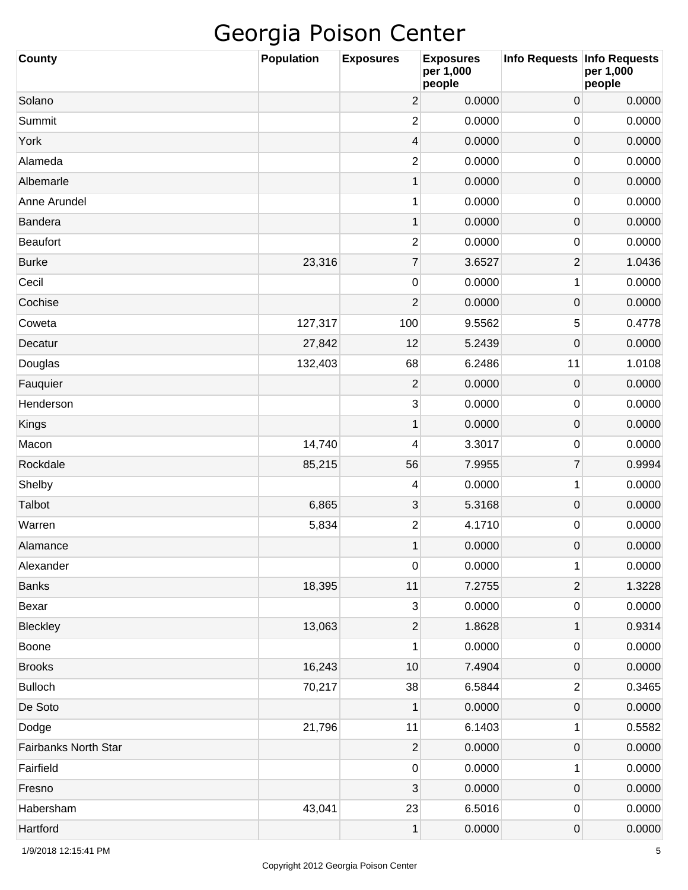# Georgia Poison Center

| County | Population | Exposures | Exposures per 1,000 people | Info Requests | Info Requests per 1,000 people |
|---|---|---|---|---|---|
| Solano | | 2 | 0.0000 | 0 | 0.0000 |
| Summit | | 2 | 0.0000 | 0 | 0.0000 |
| York | | 4 | 0.0000 | 0 | 0.0000 |
| Alameda | | 2 | 0.0000 | 0 | 0.0000 |
| Albemarle | | 1 | 0.0000 | 0 | 0.0000 |
| Anne Arundel | | 1 | 0.0000 | 0 | 0.0000 |
| Bandera | | 1 | 0.0000 | 0 | 0.0000 |
| Beaufort | | 2 | 0.0000 | 0 | 0.0000 |
| Burke | 23,316 | 7 | 3.6527 | 2 | 1.0436 |
| Cecil | | 0 | 0.0000 | 1 | 0.0000 |
| Cochise | | 2 | 0.0000 | 0 | 0.0000 |
| Coweta | 127,317 | 100 | 9.5562 | 5 | 0.4778 |
| Decatur | 27,842 | 12 | 5.2439 | 0 | 0.0000 |
| Douglas | 132,403 | 68 | 6.2486 | 11 | 1.0108 |
| Fauquier | | 2 | 0.0000 | 0 | 0.0000 |
| Henderson | | 3 | 0.0000 | 0 | 0.0000 |
| Kings | | 1 | 0.0000 | 0 | 0.0000 |
| Macon | 14,740 | 4 | 3.3017 | 0 | 0.0000 |
| Rockdale | 85,215 | 56 | 7.9955 | 7 | 0.9994 |
| Shelby | | 4 | 0.0000 | 1 | 0.0000 |
| Talbot | 6,865 | 3 | 5.3168 | 0 | 0.0000 |
| Warren | 5,834 | 2 | 4.1710 | 0 | 0.0000 |
| Alamance | | 1 | 0.0000 | 0 | 0.0000 |
| Alexander | | 0 | 0.0000 | 1 | 0.0000 |
| Banks | 18,395 | 11 | 7.2755 | 2 | 1.3228 |
| Bexar | | 3 | 0.0000 | 0 | 0.0000 |
| Bleckley | 13,063 | 2 | 1.8628 | 1 | 0.9314 |
| Boone | | 1 | 0.0000 | 0 | 0.0000 |
| Brooks | 16,243 | 10 | 7.4904 | 0 | 0.0000 |
| Bulloch | 70,217 | 38 | 6.5844 | 2 | 0.3465 |
| De Soto | | 1 | 0.0000 | 0 | 0.0000 |
| Dodge | 21,796 | 11 | 6.1403 | 1 | 0.5582 |
| Fairbanks North Star | | 2 | 0.0000 | 0 | 0.0000 |
| Fairfield | | 0 | 0.0000 | 1 | 0.0000 |
| Fresno | | 3 | 0.0000 | 0 | 0.0000 |
| Habersham | 43,041 | 23 | 6.5016 | 0 | 0.0000 |
| Hartford | | 1 | 0.0000 | 0 | 0.0000 |

1/9/2018 12:15:41 PM

Copyright 2012 Georgia Poison Center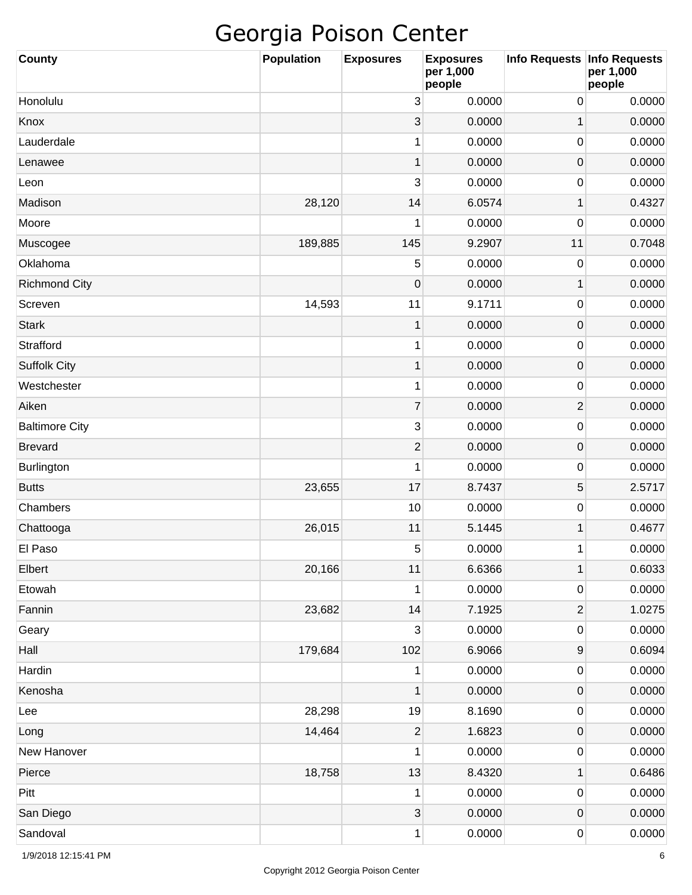# Georgia Poison Center

| County | Population | Exposures | Exposures per 1,000 people | Info Requests | Info Requests per 1,000 people |
|---|---|---|---|---|---|
| Honolulu | | 3 | 0.0000 | 0 | 0.0000 |
| Knox | | 3 | 0.0000 | 1 | 0.0000 |
| Lauderdale | | 1 | 0.0000 | 0 | 0.0000 |
| Lenawee | | 1 | 0.0000 | 0 | 0.0000 |
| Leon | | 3 | 0.0000 | 0 | 0.0000 |
| Madison | 28,120 | 14 | 6.0574 | 1 | 0.4327 |
| Moore | | 1 | 0.0000 | 0 | 0.0000 |
| Muscogee | 189,885 | 145 | 9.2907 | 11 | 0.7048 |
| Oklahoma | | 5 | 0.0000 | 0 | 0.0000 |
| Richmond City | | 0 | 0.0000 | 1 | 0.0000 |
| Screven | 14,593 | 11 | 9.1711 | 0 | 0.0000 |
| Stark | | 1 | 0.0000 | 0 | 0.0000 |
| Strafford | | 1 | 0.0000 | 0 | 0.0000 |
| Suffolk City | | 1 | 0.0000 | 0 | 0.0000 |
| Westchester | | 1 | 0.0000 | 0 | 0.0000 |
| Aiken | | 7 | 0.0000 | 2 | 0.0000 |
| Baltimore City | | 3 | 0.0000 | 0 | 0.0000 |
| Brevard | | 2 | 0.0000 | 0 | 0.0000 |
| Burlington | | 1 | 0.0000 | 0 | 0.0000 |
| Butts | 23,655 | 17 | 8.7437 | 5 | 2.5717 |
| Chambers | | 10 | 0.0000 | 0 | 0.0000 |
| Chattooga | 26,015 | 11 | 5.1445 | 1 | 0.4677 |
| El Paso | | 5 | 0.0000 | 1 | 0.0000 |
| Elbert | 20,166 | 11 | 6.6366 | 1 | 0.6033 |
| Etowah | | 1 | 0.0000 | 0 | 0.0000 |
| Fannin | 23,682 | 14 | 7.1925 | 2 | 1.0275 |
| Geary | | 3 | 0.0000 | 0 | 0.0000 |
| Hall | 179,684 | 102 | 6.9066 | 9 | 0.6094 |
| Hardin | | 1 | 0.0000 | 0 | 0.0000 |
| Kenosha | | 1 | 0.0000 | 0 | 0.0000 |
| Lee | 28,298 | 19 | 8.1690 | 0 | 0.0000 |
| Long | 14,464 | 2 | 1.6823 | 0 | 0.0000 |
| New Hanover | | 1 | 0.0000 | 0 | 0.0000 |
| Pierce | 18,758 | 13 | 8.4320 | 1 | 0.6486 |
| Pitt | | 1 | 0.0000 | 0 | 0.0000 |
| San Diego | | 3 | 0.0000 | 0 | 0.0000 |
| Sandoval | | 1 | 0.0000 | 0 | 0.0000 |

1/9/2018 12:15:41 PM

Copyright 2012 Georgia Poison Center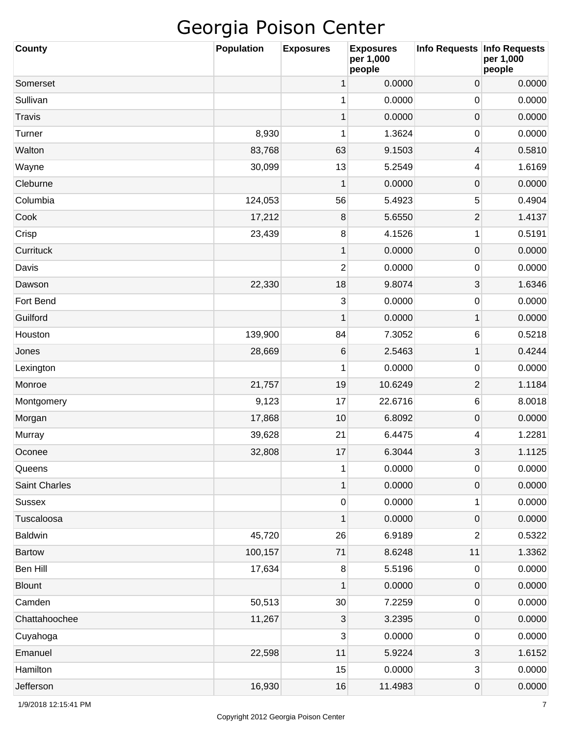# Georgia Poison Center

| County | Population | Exposures | Exposures per 1,000 people | Info Requests | Info Requests per 1,000 people |
|---|---|---|---|---|---|
| Somerset | | 1 | 0.0000 | 0 | 0.0000 |
| Sullivan | | 1 | 0.0000 | 0 | 0.0000 |
| Travis | | 1 | 0.0000 | 0 | 0.0000 |
| Turner | 8,930 | 1 | 1.3624 | 0 | 0.0000 |
| Walton | 83,768 | 63 | 9.1503 | 4 | 0.5810 |
| Wayne | 30,099 | 13 | 5.2549 | 4 | 1.6169 |
| Cleburne | | 1 | 0.0000 | 0 | 0.0000 |
| Columbia | 124,053 | 56 | 5.4923 | 5 | 0.4904 |
| Cook | 17,212 | 8 | 5.6550 | 2 | 1.4137 |
| Crisp | 23,439 | 8 | 4.1526 | 1 | 0.5191 |
| Currituck | | 1 | 0.0000 | 0 | 0.0000 |
| Davis | | 2 | 0.0000 | 0 | 0.0000 |
| Dawson | 22,330 | 18 | 9.8074 | 3 | 1.6346 |
| Fort Bend | | 3 | 0.0000 | 0 | 0.0000 |
| Guilford | | 1 | 0.0000 | 1 | 0.0000 |
| Houston | 139,900 | 84 | 7.3052 | 6 | 0.5218 |
| Jones | 28,669 | 6 | 2.5463 | 1 | 0.4244 |
| Lexington | | 1 | 0.0000 | 0 | 0.0000 |
| Monroe | 21,757 | 19 | 10.6249 | 2 | 1.1184 |
| Montgomery | 9,123 | 17 | 22.6716 | 6 | 8.0018 |
| Morgan | 17,868 | 10 | 6.8092 | 0 | 0.0000 |
| Murray | 39,628 | 21 | 6.4475 | 4 | 1.2281 |
| Oconee | 32,808 | 17 | 6.3044 | 3 | 1.1125 |
| Queens | | 1 | 0.0000 | 0 | 0.0000 |
| Saint Charles | | 1 | 0.0000 | 0 | 0.0000 |
| Sussex | | 0 | 0.0000 | 1 | 0.0000 |
| Tuscaloosa | | 1 | 0.0000 | 0 | 0.0000 |
| Baldwin | 45,720 | 26 | 6.9189 | 2 | 0.5322 |
| Bartow | 100,157 | 71 | 8.6248 | 11 | 1.3362 |
| Ben Hill | 17,634 | 8 | 5.5196 | 0 | 0.0000 |
| Blount | | 1 | 0.0000 | 0 | 0.0000 |
| Camden | 50,513 | 30 | 7.2259 | 0 | 0.0000 |
| Chattahoochee | 11,267 | 3 | 3.2395 | 0 | 0.0000 |
| Cuyahoga | | 3 | 0.0000 | 0 | 0.0000 |
| Emanuel | 22,598 | 11 | 5.9224 | 3 | 1.6152 |
| Hamilton | | 15 | 0.0000 | 3 | 0.0000 |
| Jefferson | 16,930 | 16 | 11.4983 | 0 | 0.0000 |

1/9/2018 12:15:41 PM

Copyright 2012 Georgia Poison Center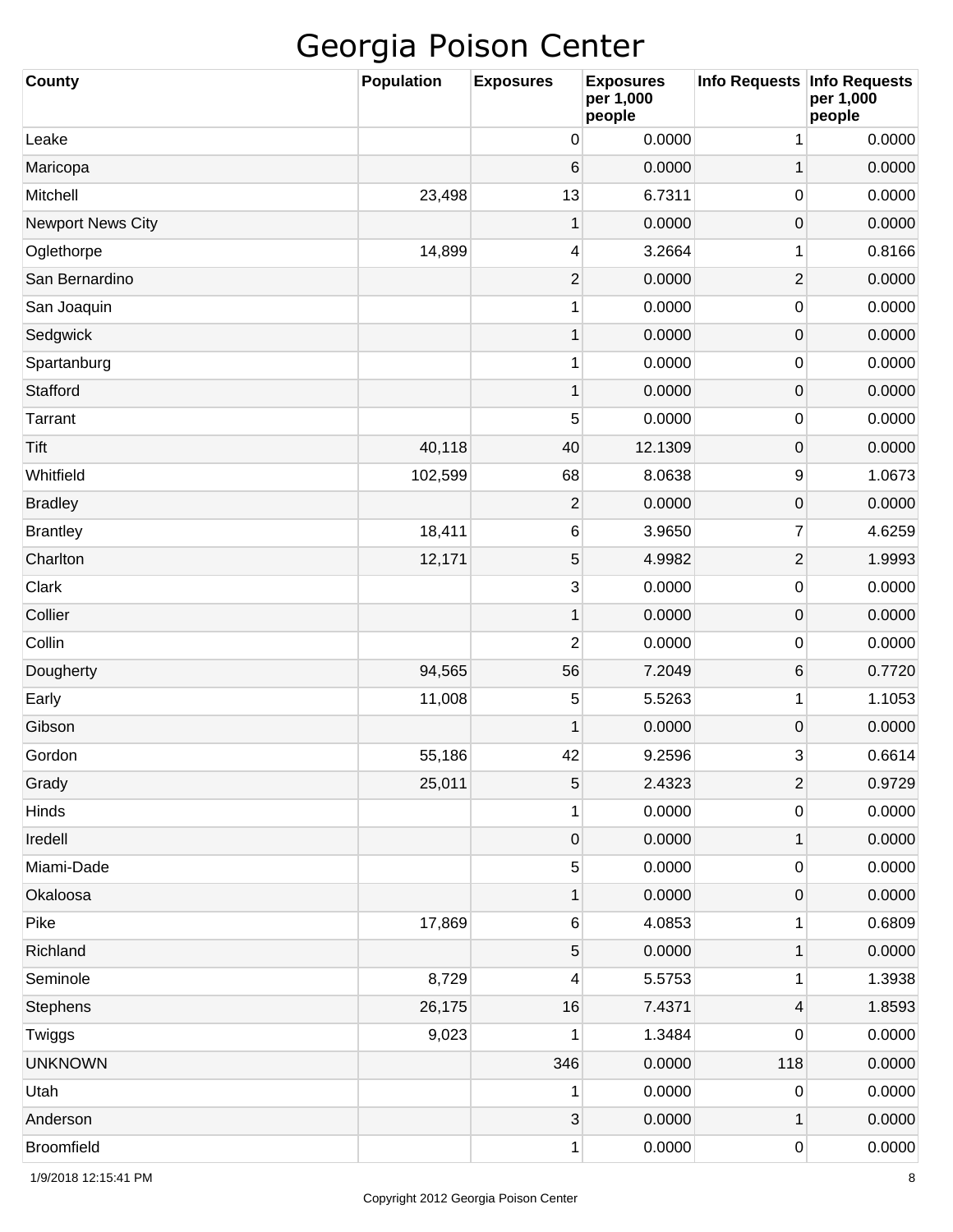# Georgia Poison Center

| County | Population | Exposures | Exposures per 1,000 people | Info Requests | Info Requests per 1,000 people |
|---|---|---|---|---|---|
| Leake | | 0 | 0.0000 | 1 | 0.0000 |
| Maricopa | | 6 | 0.0000 | 1 | 0.0000 |
| Mitchell | 23,498 | 13 | 6.7311 | 0 | 0.0000 |
| Newport News City | | 1 | 0.0000 | 0 | 0.0000 |
| Oglethorpe | 14,899 | 4 | 3.2664 | 1 | 0.8166 |
| San Bernardino | | 2 | 0.0000 | 2 | 0.0000 |
| San Joaquin | | 1 | 0.0000 | 0 | 0.0000 |
| Sedgwick | | 1 | 0.0000 | 0 | 0.0000 |
| Spartanburg | | 1 | 0.0000 | 0 | 0.0000 |
| Stafford | | 1 | 0.0000 | 0 | 0.0000 |
| Tarrant | | 5 | 0.0000 | 0 | 0.0000 |
| Tift | 40,118 | 40 | 12.1309 | 0 | 0.0000 |
| Whitfield | 102,599 | 68 | 8.0638 | 9 | 1.0673 |
| Bradley | | 2 | 0.0000 | 0 | 0.0000 |
| Brantley | 18,411 | 6 | 3.9650 | 7 | 4.6259 |
| Charlton | 12,171 | 5 | 4.9982 | 2 | 1.9993 |
| Clark | | 3 | 0.0000 | 0 | 0.0000 |
| Collier | | 1 | 0.0000 | 0 | 0.0000 |
| Collin | | 2 | 0.0000 | 0 | 0.0000 |
| Dougherty | 94,565 | 56 | 7.2049 | 6 | 0.7720 |
| Early | 11,008 | 5 | 5.5263 | 1 | 1.1053 |
| Gibson | | 1 | 0.0000 | 0 | 0.0000 |
| Gordon | 55,186 | 42 | 9.2596 | 3 | 0.6614 |
| Grady | 25,011 | 5 | 2.4323 | 2 | 0.9729 |
| Hinds | | 1 | 0.0000 | 0 | 0.0000 |
| Iredell | | 0 | 0.0000 | 1 | 0.0000 |
| Miami-Dade | | 5 | 0.0000 | 0 | 0.0000 |
| Okaloosa | | 1 | 0.0000 | 0 | 0.0000 |
| Pike | 17,869 | 6 | 4.0853 | 1 | 0.6809 |
| Richland | | 5 | 0.0000 | 1 | 0.0000 |
| Seminole | 8,729 | 4 | 5.5753 | 1 | 1.3938 |
| Stephens | 26,175 | 16 | 7.4371 | 4 | 1.8593 |
| Twiggs | 9,023 | 1 | 1.3484 | 0 | 0.0000 |
| UNKNOWN | | 346 | 0.0000 | 118 | 0.0000 |
| Utah | | 1 | 0.0000 | 0 | 0.0000 |
| Anderson | | 3 | 0.0000 | 1 | 0.0000 |
| Broomfield | | 1 | 0.0000 | 0 | 0.0000 |

1/9/2018 12:15:41 PM

Copyright 2012 Georgia Poison Center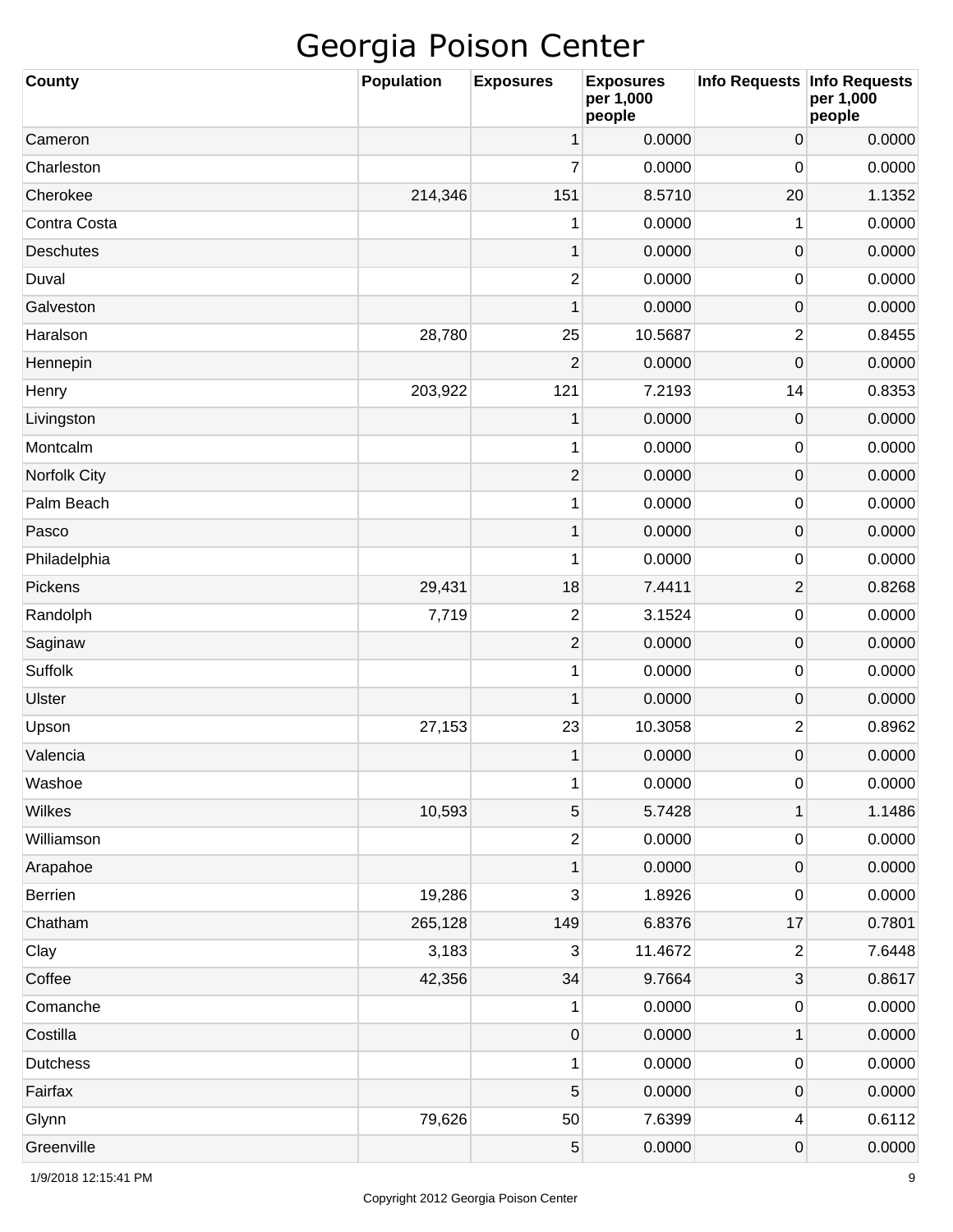# Georgia Poison Center

| County | Population | Exposures | Exposures per 1,000 people | Info Requests | Info Requests per 1,000 people |
|---|---|---|---|---|---|
| Cameron | | 1 | 0.0000 | 0 | 0.0000 |
| Charleston | | 7 | 0.0000 | 0 | 0.0000 |
| Cherokee | 214,346 | 151 | 8.5710 | 20 | 1.1352 |
| Contra Costa | | 1 | 0.0000 | 1 | 0.0000 |
| Deschutes | | 1 | 0.0000 | 0 | 0.0000 |
| Duval | | 2 | 0.0000 | 0 | 0.0000 |
| Galveston | | 1 | 0.0000 | 0 | 0.0000 |
| Haralson | 28,780 | 25 | 10.5687 | 2 | 0.8455 |
| Hennepin | | 2 | 0.0000 | 0 | 0.0000 |
| Henry | 203,922 | 121 | 7.2193 | 14 | 0.8353 |
| Livingston | | 1 | 0.0000 | 0 | 0.0000 |
| Montcalm | | 1 | 0.0000 | 0 | 0.0000 |
| Norfolk City | | 2 | 0.0000 | 0 | 0.0000 |
| Palm Beach | | 1 | 0.0000 | 0 | 0.0000 |
| Pasco | | 1 | 0.0000 | 0 | 0.0000 |
| Philadelphia | | 1 | 0.0000 | 0 | 0.0000 |
| Pickens | 29,431 | 18 | 7.4411 | 2 | 0.8268 |
| Randolph | 7,719 | 2 | 3.1524 | 0 | 0.0000 |
| Saginaw | | 2 | 0.0000 | 0 | 0.0000 |
| Suffolk | | 1 | 0.0000 | 0 | 0.0000 |
| Ulster | | 1 | 0.0000 | 0 | 0.0000 |
| Upson | 27,153 | 23 | 10.3058 | 2 | 0.8962 |
| Valencia | | 1 | 0.0000 | 0 | 0.0000 |
| Washoe | | 1 | 0.0000 | 0 | 0.0000 |
| Wilkes | 10,593 | 5 | 5.7428 | 1 | 1.1486 |
| Williamson | | 2 | 0.0000 | 0 | 0.0000 |
| Arapahoe | | 1 | 0.0000 | 0 | 0.0000 |
| Berrien | 19,286 | 3 | 1.8926 | 0 | 0.0000 |
| Chatham | 265,128 | 149 | 6.8376 | 17 | 0.7801 |
| Clay | 3,183 | 3 | 11.4672 | 2 | 7.6448 |
| Coffee | 42,356 | 34 | 9.7664 | 3 | 0.8617 |
| Comanche | | 1 | 0.0000 | 0 | 0.0000 |
| Costilla | | 0 | 0.0000 | 1 | 0.0000 |
| Dutchess | | 1 | 0.0000 | 0 | 0.0000 |
| Fairfax | | 5 | 0.0000 | 0 | 0.0000 |
| Glynn | 79,626 | 50 | 7.6399 | 4 | 0.6112 |
| Greenville | | 5 | 0.0000 | 0 | 0.0000 |

1/9/2018 12:15:41 PM

Copyright 2012 Georgia Poison Center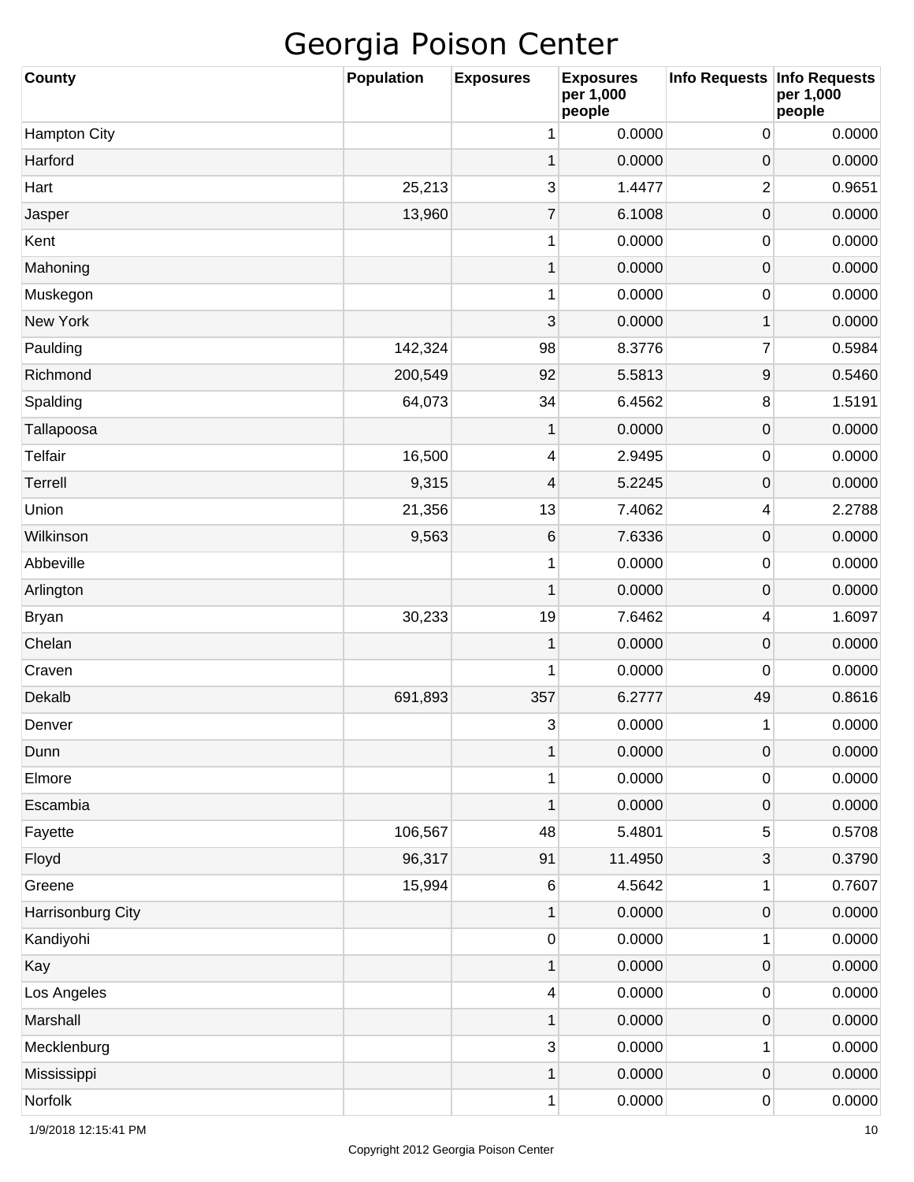# Georgia Poison Center

| County | Population | Exposures | Exposures per 1,000 people | Info Requests | Info Requests per 1,000 people |
|---|---|---|---|---|---|
| Hampton City | | 1 | 0.0000 | 0 | 0.0000 |
| Harford | | 1 | 0.0000 | 0 | 0.0000 |
| Hart | 25,213 | 3 | 1.4477 | 2 | 0.9651 |
| Jasper | 13,960 | 7 | 6.1008 | 0 | 0.0000 |
| Kent | | 1 | 0.0000 | 0 | 0.0000 |
| Mahoning | | 1 | 0.0000 | 0 | 0.0000 |
| Muskegon | | 1 | 0.0000 | 0 | 0.0000 |
| New York | | 3 | 0.0000 | 1 | 0.0000 |
| Paulding | 142,324 | 98 | 8.3776 | 7 | 0.5984 |
| Richmond | 200,549 | 92 | 5.5813 | 9 | 0.5460 |
| Spalding | 64,073 | 34 | 6.4562 | 8 | 1.5191 |
| Tallapoosa | | 1 | 0.0000 | 0 | 0.0000 |
| Telfair | 16,500 | 4 | 2.9495 | 0 | 0.0000 |
| Terrell | 9,315 | 4 | 5.2245 | 0 | 0.0000 |
| Union | 21,356 | 13 | 7.4062 | 4 | 2.2788 |
| Wilkinson | 9,563 | 6 | 7.6336 | 0 | 0.0000 |
| Abbeville | | 1 | 0.0000 | 0 | 0.0000 |
| Arlington | | 1 | 0.0000 | 0 | 0.0000 |
| Bryan | 30,233 | 19 | 7.6462 | 4 | 1.6097 |
| Chelan | | 1 | 0.0000 | 0 | 0.0000 |
| Craven | | 1 | 0.0000 | 0 | 0.0000 |
| Dekalb | 691,893 | 357 | 6.2777 | 49 | 0.8616 |
| Denver | | 3 | 0.0000 | 1 | 0.0000 |
| Dunn | | 1 | 0.0000 | 0 | 0.0000 |
| Elmore | | 1 | 0.0000 | 0 | 0.0000 |
| Escambia | | 1 | 0.0000 | 0 | 0.0000 |
| Fayette | 106,567 | 48 | 5.4801 | 5 | 0.5708 |
| Floyd | 96,317 | 91 | 11.4950 | 3 | 0.3790 |
| Greene | 15,994 | 6 | 4.5642 | 1 | 0.7607 |
| Harrisonburg City | | 1 | 0.0000 | 0 | 0.0000 |
| Kandiyohi | | 0 | 0.0000 | 1 | 0.0000 |
| Kay | | 1 | 0.0000 | 0 | 0.0000 |
| Los Angeles | | 4 | 0.0000 | 0 | 0.0000 |
| Marshall | | 1 | 0.0000 | 0 | 0.0000 |
| Mecklenburg | | 3 | 0.0000 | 1 | 0.0000 |
| Mississippi | | 1 | 0.0000 | 0 | 0.0000 |
| Norfolk | | 1 | 0.0000 | 0 | 0.0000 |

1/9/2018 12:15:41 PM

Copyright 2012 Georgia Poison Center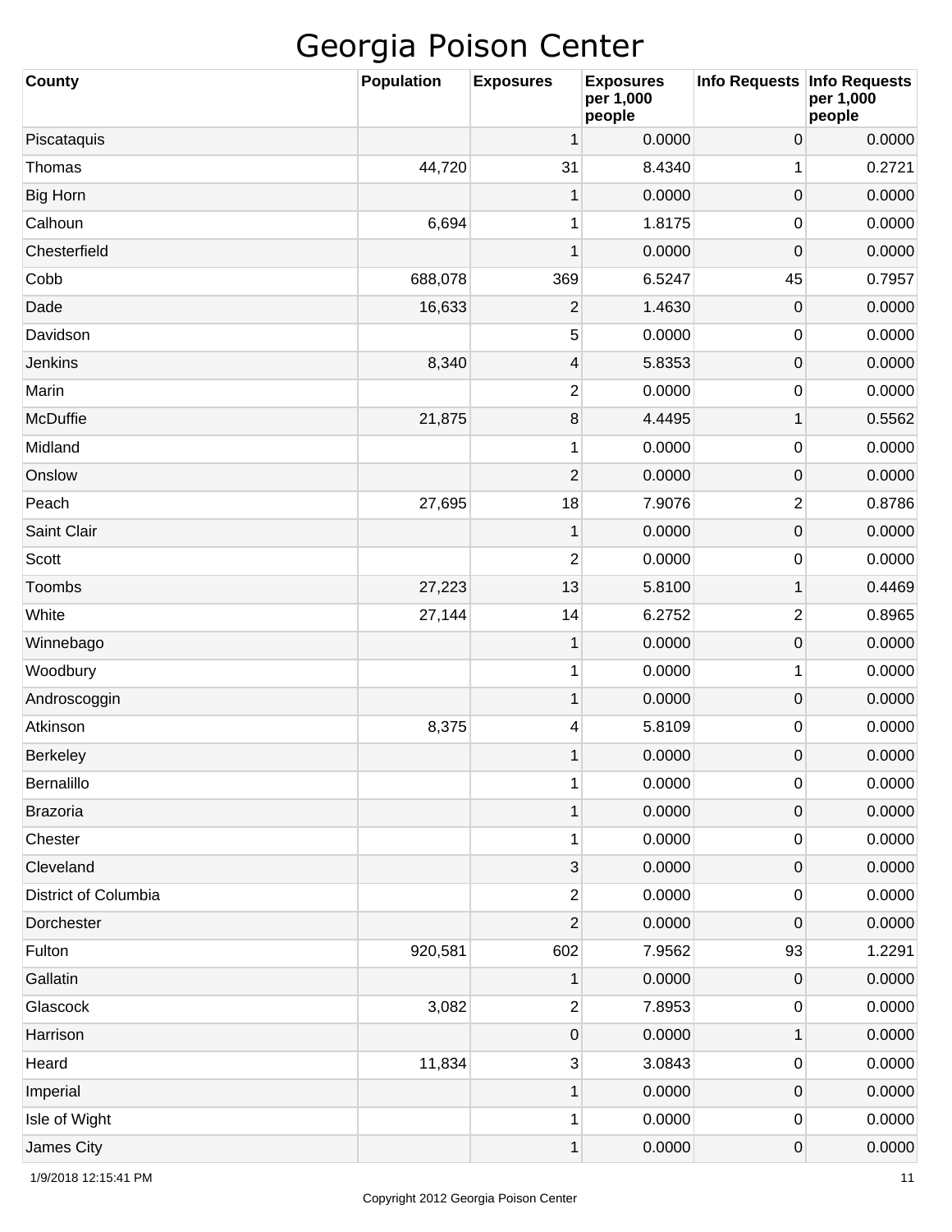# Georgia Poison Center

| County | Population | Exposures | Exposures per 1,000 people | Info Requests | Info Requests per 1,000 people |
|---|---|---|---|---|---|
| Piscataquis | | 1 | 0.0000 | 0 | 0.0000 |
| Thomas | 44,720 | 31 | 8.4340 | 1 | 0.2721 |
| Big Horn | | 1 | 0.0000 | 0 | 0.0000 |
| Calhoun | 6,694 | 1 | 1.8175 | 0 | 0.0000 |
| Chesterfield | | 1 | 0.0000 | 0 | 0.0000 |
| Cobb | 688,078 | 369 | 6.5247 | 45 | 0.7957 |
| Dade | 16,633 | 2 | 1.4630 | 0 | 0.0000 |
| Davidson | | 5 | 0.0000 | 0 | 0.0000 |
| Jenkins | 8,340 | 4 | 5.8353 | 0 | 0.0000 |
| Marin | | 2 | 0.0000 | 0 | 0.0000 |
| McDuffie | 21,875 | 8 | 4.4495 | 1 | 0.5562 |
| Midland | | 1 | 0.0000 | 0 | 0.0000 |
| Onslow | | 2 | 0.0000 | 0 | 0.0000 |
| Peach | 27,695 | 18 | 7.9076 | 2 | 0.8786 |
| Saint Clair | | 1 | 0.0000 | 0 | 0.0000 |
| Scott | | 2 | 0.0000 | 0 | 0.0000 |
| Toombs | 27,223 | 13 | 5.8100 | 1 | 0.4469 |
| White | 27,144 | 14 | 6.2752 | 2 | 0.8965 |
| Winnebago | | 1 | 0.0000 | 0 | 0.0000 |
| Woodbury | | 1 | 0.0000 | 1 | 0.0000 |
| Androscoggin | | 1 | 0.0000 | 0 | 0.0000 |
| Atkinson | 8,375 | 4 | 5.8109 | 0 | 0.0000 |
| Berkeley | | 1 | 0.0000 | 0 | 0.0000 |
| Bernalillo | | 1 | 0.0000 | 0 | 0.0000 |
| Brazoria | | 1 | 0.0000 | 0 | 0.0000 |
| Chester | | 1 | 0.0000 | 0 | 0.0000 |
| Cleveland | | 3 | 0.0000 | 0 | 0.0000 |
| District of Columbia | | 2 | 0.0000 | 0 | 0.0000 |
| Dorchester | | 2 | 0.0000 | 0 | 0.0000 |
| Fulton | 920,581 | 602 | 7.9562 | 93 | 1.2291 |
| Gallatin | | 1 | 0.0000 | 0 | 0.0000 |
| Glascock | 3,082 | 2 | 7.8953 | 0 | 0.0000 |
| Harrison | | 0 | 0.0000 | 1 | 0.0000 |
| Heard | 11,834 | 3 | 3.0843 | 0 | 0.0000 |
| Imperial | | 1 | 0.0000 | 0 | 0.0000 |
| Isle of Wight | | 1 | 0.0000 | 0 | 0.0000 |
| James City | | 1 | 0.0000 | 0 | 0.0000 |

1/9/2018 12:15:41 PM

Copyright 2012 Georgia Poison Center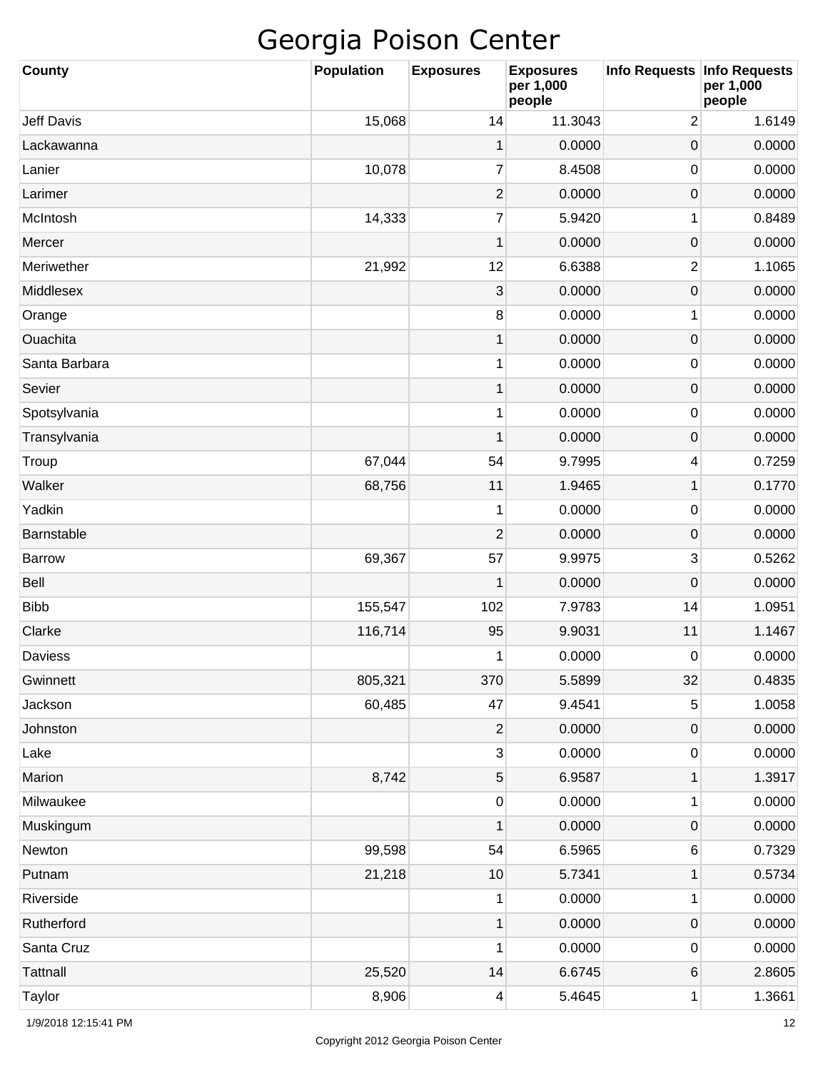# Georgia Poison Center

| County | Population | Exposures | Exposures per 1,000 people | Info Requests | Info Requests per 1,000 people |
|---|---|---|---|---|---|
| Jeff Davis | 15,068 | 14 | 11.3043 | 2 | 1.6149 |
| Lackawanna | | 1 | 0.0000 | 0 | 0.0000 |
| Lanier | 10,078 | 7 | 8.4508 | 0 | 0.0000 |
| Larimer | | 2 | 0.0000 | 0 | 0.0000 |
| McIntosh | 14,333 | 7 | 5.9420 | 1 | 0.8489 |
| Mercer | | 1 | 0.0000 | 0 | 0.0000 |
| Meriwether | 21,992 | 12 | 6.6388 | 2 | 1.1065 |
| Middlesex | | 3 | 0.0000 | 0 | 0.0000 |
| Orange | | 8 | 0.0000 | 1 | 0.0000 |
| Ouachita | | 1 | 0.0000 | 0 | 0.0000 |
| Santa Barbara | | 1 | 0.0000 | 0 | 0.0000 |
| Sevier | | 1 | 0.0000 | 0 | 0.0000 |
| Spotsylvania | | 1 | 0.0000 | 0 | 0.0000 |
| Transylvania | | 1 | 0.0000 | 0 | 0.0000 |
| Troup | 67,044 | 54 | 9.7995 | 4 | 0.7259 |
| Walker | 68,756 | 11 | 1.9465 | 1 | 0.1770 |
| Yadkin | | 1 | 0.0000 | 0 | 0.0000 |
| Barnstable | | 2 | 0.0000 | 0 | 0.0000 |
| Barrow | 69,367 | 57 | 9.9975 | 3 | 0.5262 |
| Bell | | 1 | 0.0000 | 0 | 0.0000 |
| Bibb | 155,547 | 102 | 7.9783 | 14 | 1.0951 |
| Clarke | 116,714 | 95 | 9.9031 | 11 | 1.1467 |
| Daviess | | 1 | 0.0000 | 0 | 0.0000 |
| Gwinnett | 805,321 | 370 | 5.5899 | 32 | 0.4835 |
| Jackson | 60,485 | 47 | 9.4541 | 5 | 1.0058 |
| Johnston | | 2 | 0.0000 | 0 | 0.0000 |
| Lake | | 3 | 0.0000 | 0 | 0.0000 |
| Marion | 8,742 | 5 | 6.9587 | 1 | 1.3917 |
| Milwaukee | | 0 | 0.0000 | 1 | 0.0000 |
| Muskingum | | 1 | 0.0000 | 0 | 0.0000 |
| Newton | 99,598 | 54 | 6.5965 | 6 | 0.7329 |
| Putnam | 21,218 | 10 | 5.7341 | 1 | 0.5734 |
| Riverside | | 1 | 0.0000 | 1 | 0.0000 |
| Rutherford | | 1 | 0.0000 | 0 | 0.0000 |
| Santa Cruz | | 1 | 0.0000 | 0 | 0.0000 |
| Tattnall | 25,520 | 14 | 6.6745 | 6 | 2.8605 |
| Taylor | 8,906 | 4 | 5.4645 | 1 | 1.3661 |

1/9/2018 12:15:41 PM

Copyright 2012 Georgia Poison Center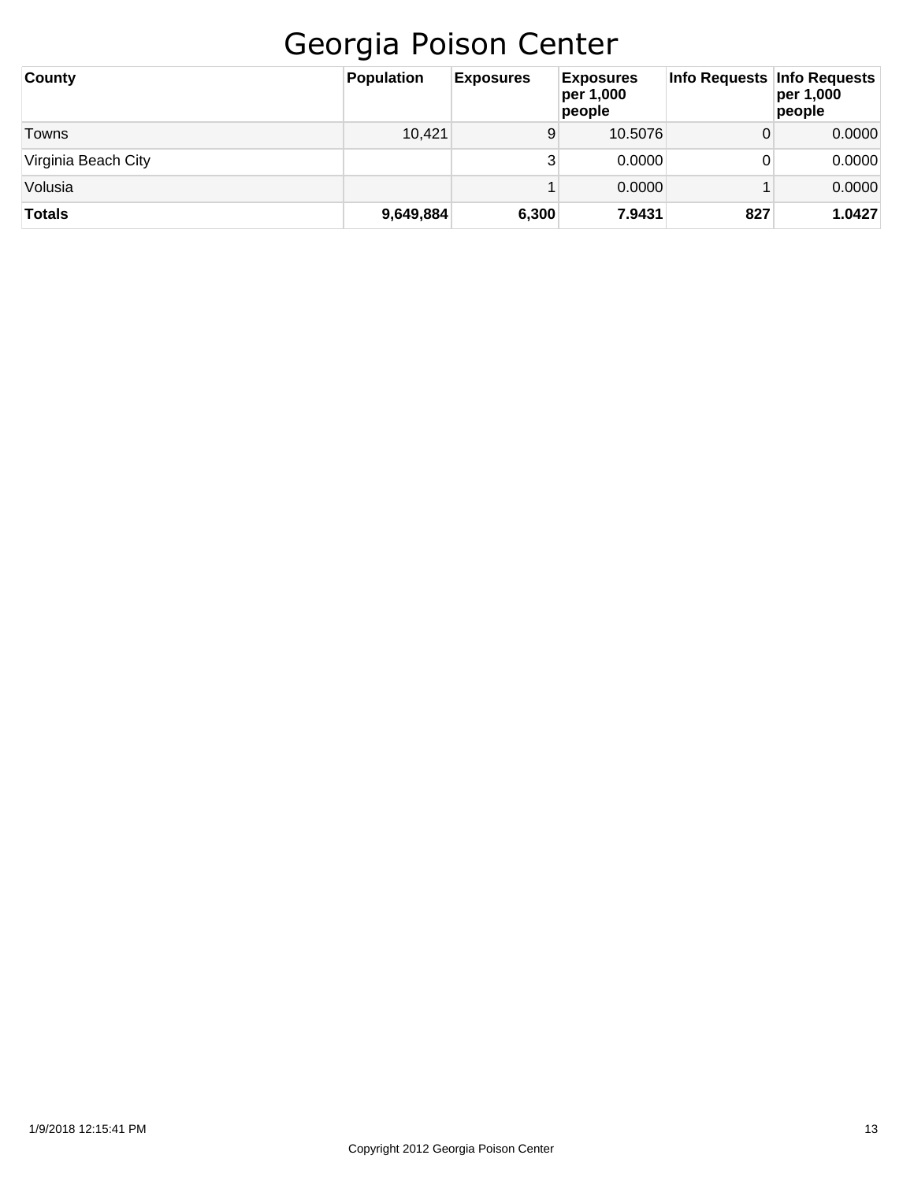# Georgia Poison Center

| County | Population | Exposures | Exposures per 1,000 people | Info Requests | Info Requests per 1,000 people |
|---|---|---|---|---|---|
| Towns | 10,421 | 9 | 10.5076 | 0 | 0.0000 |
| Virginia Beach City | | 3 | 0.0000 | 0 | 0.0000 |
| Volusia | | 1 | 0.0000 | 1 | 0.0000 |
| **Totals** | **9,649,884** | **6,300** | **7.9431** | **827** | **1.0427** |

1/9/2018 12:15:41 PM

Copyright 2012 Georgia Poison Center